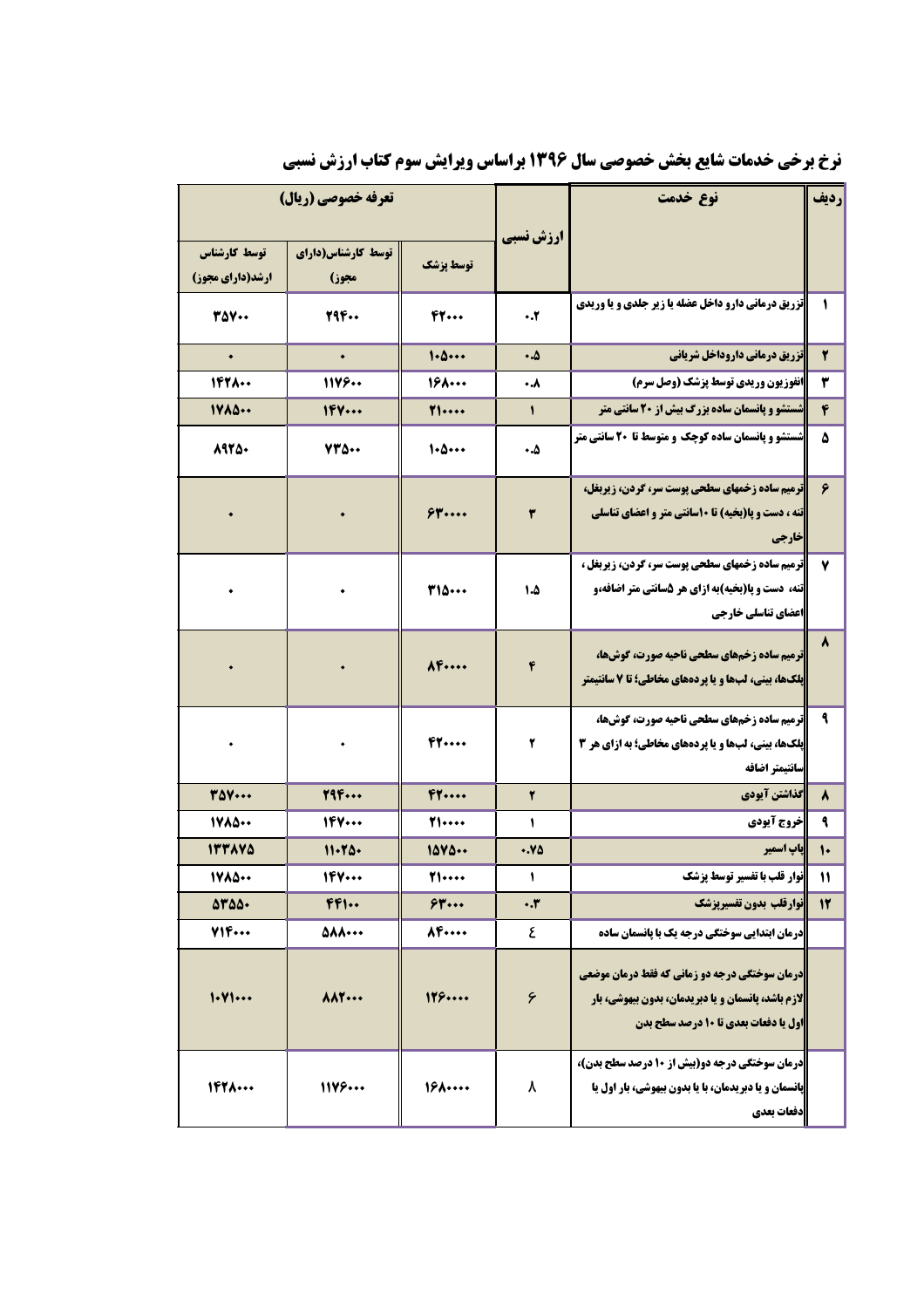## نرخ برخی خدمات شایع بخش خصوصی سال ۱۳۹۶ براساس ویرایش سوم کتاب ارزش نسبی

| ردیف | نوع خدمت | ارزش نسبی | تعرفه خصوصی (ریال) | | |
|---|---|---|---|---|---|
| | | | توسط پزشک | توسط کارشناس(دارای مجوز) | توسط کارشناس ارشد(دارای مجوز) |
| ۱ | تزریق درمانی دارو داخل عضله یا زیر جلدی و یا وریدی | ۰.۲ | ۴۲۰۰۰ | ۲۹۴۰۰ | ۳۵۷۰۰ |
| ۲ | تزریق درمانی دارو داخل شریانی | ۰.۵ | ۱۰۵۰۰۰ | ۰ | ۰ |
| ۳ | انفوزیون وریدی توسط پزشک (وصل سرم) | ۰.۸ | ۱۶۸۰۰۰ | ۱۱۷۶۰۰ | ۱۴۲۸۰۰ |
| ۴ | شستشو و پانسمان ساده بزرگ بیش از ۲۰ سانتی متر | ۱ | ۲۱۰۰۰۰ | ۱۴۷۰۰۰ | ۱۷۸۵۰۰ |
| ۵ | شستشو و پانسمان ساده کوچک و متوسط تا ۲۰ سانتی متر | ۰.۵ | ۱۰۵۰۰۰ | ۷۳۵۰۰ | ۸۹۲۵۰ |
| ۶ | ترمیم ساده زخمهای سطحی پوست سر، گردن، زیربغل، تنه ، دست و پا(بخیه) تا ۱۰سانتی متر و اعضای تناسلی خارجی | ۳ | ۶۳۰۰۰۰ | ۰ | ۰ |
| ۷ | ترمیم ساده زخمهای سطحی پوست سر، گردن، زیربغل ، تنه، دست و پا(بخیه)به ازای هر ۵سانتی متر اضافه،و اعضای تناسلی خارجی | ۱.۵ | ۳۱۵۰۰۰ | ۰ | ۰ |
| ۸ | ترمیم ساده زخم‌های سطحی ناحیه صورت، گوش‌ها، پلک‌ها، بینی، لب‌ها و یا پرده‌های مخاطی؛ تا ۷ سانتیمتر | ۴ | ۸۴۰۰۰۰ | ۰ | ۰ |
| ۹ | ترمیم ساده زخم‌های سطحی ناحیه صورت، گوش‌ها، پلک‌ها، بینی، لب‌ها و یا پرده‌های مخاطی؛ به ازای هر ۳ سانتیمتر اضافه | ۲ | ۴۲۰۰۰۰ | ۰ | ۰ |
| ۸ | گذاشتن آیودی | ۲ | ۴۲۰۰۰۰ | ۲۹۴۰۰۰ | ۳۵۷۰۰۰ |
| ۹ | خروج آیودی | ۱ | ۲۱۰۰۰۰ | ۱۴۷۰۰۰ | ۱۷۸۵۰۰ |
| ۱۰ | پاپ اسمیر | ۰.۷۵ | ۱۵۷۵۰۰ | ۱۱۰۲۵۰ | ۱۳۳۸۷۵ |
| ۱۱ | نوار قلب با تفسیر توسط پزشک | ۱ | ۲۱۰۰۰۰ | ۱۴۷۰۰۰ | ۱۷۸۵۰۰ |
| ۱۲ | نوارقلب بدون تفسیرپزشک | ۰.۳ | ۶۳۰۰۰ | ۴۴۱۰۰ | ۵۳۵۵۰ |
| | درمان ابتدایی سوختگی درجه یک با پانسمان ساده | ٤ | ۸۴۰۰۰۰ | ۵۸۸۰۰۰ | ۷۱۴۰۰۰ |
| | درمان سوختگی درجه دو زمانی که فقط درمان موضعی لازم باشد، پانسمان و یا دبریدمان، بدون بیهوشی، بار اول یا دفعات بعدی تا ۱۰ درصد سطح بدن | ۶ | ۱۲۶۰۰۰۰ | ۸۸۲۰۰۰ | ۱۰۷۱۰۰۰ |
| | درمان سوختگی درجه دو(بیش از ۱۰ درصد سطح بدن)، پانسمان و یا دبریدمان، با یا بدون بیهوشی، بار اول یا دفعات بعدی | ۸ | ۱۶۸۰۰۰۰ | ۱۱۷۶۰۰۰ | ۱۴۲۸۰۰۰ |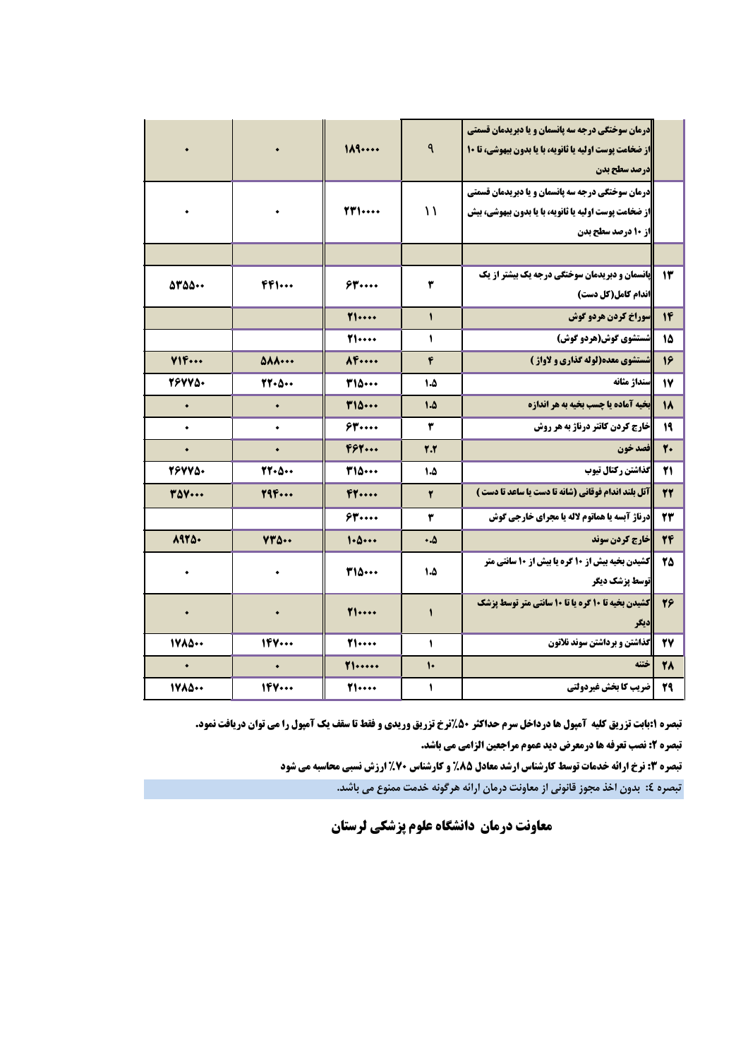| | | | | | |
|---|---|---|---|---|---|
| | درمان سوختگی درجه سه پانسمان و یا دبریدمان قسمتی از ضخامت پوست اولیه یا ثانویه، با یا بدون بیهوشی، تا ۱۰ درصد سطح بدن | ۹ | ۱۸۹۰۰۰۰ | ۰ | ۰ |
| | درمان سوختگی درجه سه پانسمان و یا دبریدمان قسمتی از ضخامت پوست اولیه یا ثانویه، با یا بدون بیهوشی، بیش از ۱۰ درصد سطح بدن | ۱۱ | ۲۳۱۰۰۰۰ | ۰ | ۰ |
| | | | | | |
| ۱۳ | پانسمان و دبریدمان سوختگی درجه یک بیشتر از یک اندام کامل(کل دست) | ۳ | ۶۳۰۰۰۰ | ۴۴۱۰۰۰ | ۵۳۵۵۰۰ |
| ۱۴ | سوراخ کردن هردو گوش | ۱ | ۲۱۰۰۰۰ | | |
| ۱۵ | شستشوی گوش(هردو گوش) | ۱ | ۲۱۰۰۰۰ | | |
| ۱۶ | شستشوی معده(لوله گذاری و لاواژ ) | ۴ | ۸۴۰۰۰۰ | ۵۸۸۰۰۰ | ۷۱۴۰۰۰ |
| ۱۷ | سنداژ مثانه | ۱.۵ | ۳۱۵۰۰۰ | ۲۲۰۵۰۰ | ۲۶۷۷۵۰ |
| ۱۸ | بخیه آماده یا چسب بخیه به هر اندازه | ۱.۵ | ۳۱۵۰۰۰ | ۰ | ۰ |
| ۱۹ | خارج کردن کاتتر درناژ به هر روش | ۳ | ۶۳۰۰۰۰ | ۰ | ۰ |
| ۲۰ | فصد خون | ۲.۲ | ۴۶۲۰۰۰ | ۰ | ۰ |
| ۲۱ | گذاشتن رکتال تیوب | ۱.۵ | ۳۱۵۰۰۰ | ۲۲۰۵۰۰ | ۲۶۷۷۵۰ |
| ۲۲ | آتل بلند اندام فوقانی (شانه تا دست یا ساعد تا دست ) | ۲ | ۴۲۰۰۰۰ | ۲۹۴۰۰۰ | ۳۵۷۰۰۰ |
| ۲۳ | درناژ آبسه یا هماتوم لاله یا مجرای خارجی گوش | ۳ | ۶۳۰۰۰۰ | | |
| ۲۴ | خارج کردن سوند | ۰.۵ | ۱۰۵۰۰۰ | ۷۳۵۰۰ | ۸۹۲۵۰ |
| ۲۵ | کشیدن بخیه بیش از ۱۰ گره یا بیش از ۱۰ سانتی متر توسط پزشک دیگر | ۱.۵ | ۳۱۵۰۰۰ | ۰ | ۰ |
| ۲۶ | کشیدن بخیه تا ۱۰ گره یا تا ۱۰ سانتی متر توسط پزشک دیگر | ۱ | ۲۱۰۰۰۰ | ۰ | ۰ |
| ۲۷ | گذاشتن و برداشتن سوند نلاتون | ۱ | ۲۱۰۰۰۰ | ۱۴۷۰۰۰ | ۱۷۸۵۰۰ |
| ۲۸ | ختنه | ۱۰ | ۲۱۰۰۰۰۰ | ۰ | ۰ |
| ۲۹ | ضریب کا بخش غیردولتی | ۱ | ۲۱۰۰۰۰ | ۱۴۷۰۰۰ | ۱۷۸۵۰۰ |

**تبصره ۱:بابت تزریق کلیه آمپول ها درداخل سرم حداکثر ۵۰٪نرخ تزریق وریدی و فقط تا سقف یک آمپول را می توان دریافت نمود.**

**تبصره ۲: نصب تعرفه ها درمعرض دید عموم مراجعین الزامی می باشد.**

**تبصره ۳: نرخ ارائه خدمات توسط کارشناس ارشد معادل ۸۵٪ و کارشناس ۷۰٪ ارزش نسبی محاسبه می شود**

**تبصره ٤: بدون اخذ مجوز قانونی از معاونت درمان ارائه هرگونه خدمت ممنوع می باشد.**

## معاونت درمان دانشگاه علوم پزشکی لرستان